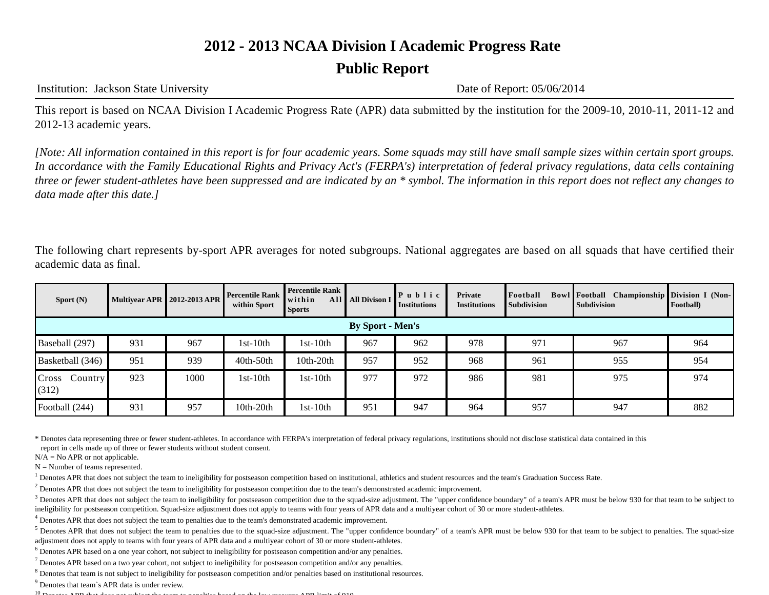# 2012 - 2013 NCAA Division I Academic Progress Rate

## Public Report

Institution: Jackson State University — Date of Report: 05/06/2014

This report is based on NCAA Division I Academic Progress Rate (APR) data submitted by the institution for the 2009-10, 2010-11, 2011-12 and 2012-13 academic years.

*[Note: All information contained in this report is for four academic years. Some squads may still have small sample sizes within certain sport groups. In accordance with the Family Educational Rights and Privacy Act's (FERPA's) interpretation of federal privacy regulations, data cells containing three or fewer student-athletes have been suppressed and are indicated by an * symbol. The information in this report does not reflect any changes to data made after this date.]*

The following chart represents by-sport APR averages for noted subgroups. National aggregates are based on all squads that have certified their academic data as final.

| Sport (N) | Multiyear APR | 2012-2013 APR | Percentile Rank within Sport | Percentile Rank within All Sports | All Divison I | Public Institutions | Private Institutions | Football Bowl Subdivision | Football Championship Subdivision | Division I (Non-Football) |
|---|---|---|---|---|---|---|---|---|---|---|
| **By Sport - Men's** | | | | | | | | | | |
| Baseball (297) | 931 | 967 | 1st-10th | 1st-10th | 967 | 962 | 978 | 971 | 967 | 964 |
| Basketball (346) | 951 | 939 | 40th-50th | 10th-20th | 957 | 952 | 968 | 961 | 955 | 954 |
| Cross Country (312) | 923 | 1000 | 1st-10th | 1st-10th | 977 | 972 | 986 | 981 | 975 | 974 |
| Football (244) | 931 | 957 | 10th-20th | 1st-10th | 951 | 947 | 964 | 957 | 947 | 882 |

\* Denotes data representing three or fewer student-athletes. In accordance with FERPA's interpretation of federal privacy regulations, institutions should not disclose statistical data contained in this report in cells made up of three or fewer students without student consent.

N/A = No APR or not applicable.

N = Number of teams represented.

[1] Denotes APR that does not subject the team to ineligibility for postseason competition based on institutional, athletics and student resources and the team's Graduation Success Rate.

[2] Denotes APR that does not subject the team to ineligibility for postseason competition due to the team's demonstrated academic improvement.

[3] Denotes APR that does not subject the team to ineligibility for postseason competition due to the squad-size adjustment. The "upper confidence boundary" of a team's APR must be below 930 for that team to be subject to ineligibility for postseason competition. Squad-size adjustment does not apply to teams with four years of APR data and a multiyear cohort of 30 or more student-athletes.

[4] Denotes APR that does not subject the team to penalties due to the team's demonstrated academic improvement.

[5] Denotes APR that does not subject the team to penalties due to the squad-size adjustment. The "upper confidence boundary" of a team's APR must be below 930 for that team to be subject to penalties. The squad-size adjustment does not apply to teams with four years of APR data and a multiyear cohort of 30 or more student-athletes.

[6] Denotes APR based on a one year cohort, not subject to ineligibility for postseason competition and/or any penalties.

[7] Denotes APR based on a two year cohort, not subject to ineligibility for postseason competition and/or any penalties.

[8] Denotes that team is not subject to ineligibility for postseason competition and/or penalties based on institutional resources.

[9] Denotes that team`s APR data is under review.

[10] Denotes APR that does not subject the team to penalties based on the low resource APR limit of 910.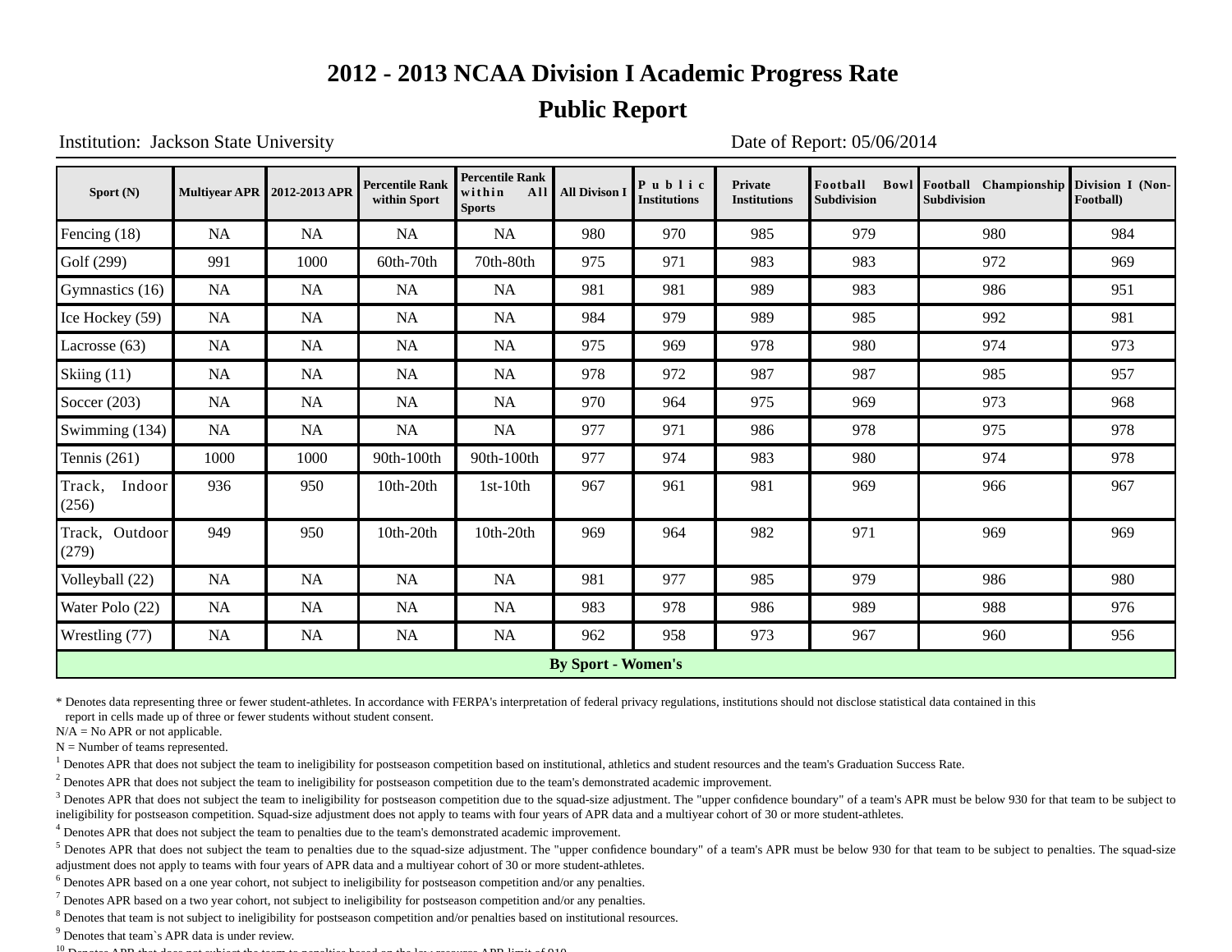# 2012 - 2013 NCAA Division I Academic Progress Rate

## Public Report

Institution: Jackson State University

Date of Report: 05/06/2014

| Sport (N) | Multiyear APR | 2012-2013 APR | Percentile Rank within Sport | Percentile Rank within All Sports | All Divison I | Public Institutions | Private Institutions | Football Bowl Subdivision | Football Championship Subdivision | Division I (Non-Football) |
|---|---|---|---|---|---|---|---|---|---|---|
| Fencing (18) | NA | NA | NA | NA | 980 | 970 | 985 | 979 | 980 | 984 |
| Golf (299) | 991 | 1000 | 60th-70th | 70th-80th | 975 | 971 | 983 | 983 | 972 | 969 |
| Gymnastics (16) | NA | NA | NA | NA | 981 | 981 | 989 | 983 | 986 | 951 |
| Ice Hockey (59) | NA | NA | NA | NA | 984 | 979 | 989 | 985 | 992 | 981 |
| Lacrosse (63) | NA | NA | NA | NA | 975 | 969 | 978 | 980 | 974 | 973 |
| Skiing (11) | NA | NA | NA | NA | 978 | 972 | 987 | 987 | 985 | 957 |
| Soccer (203) | NA | NA | NA | NA | 970 | 964 | 975 | 969 | 973 | 968 |
| Swimming (134) | NA | NA | NA | NA | 977 | 971 | 986 | 978 | 975 | 978 |
| Tennis (261) | 1000 | 1000 | 90th-100th | 90th-100th | 977 | 974 | 983 | 980 | 974 | 978 |
| Track, Indoor (256) | 936 | 950 | 10th-20th | 1st-10th | 967 | 961 | 981 | 969 | 966 | 967 |
| Track, Outdoor (279) | 949 | 950 | 10th-20th | 10th-20th | 969 | 964 | 982 | 971 | 969 | 969 |
| Volleyball (22) | NA | NA | NA | NA | 981 | 977 | 985 | 979 | 986 | 980 |
| Water Polo (22) | NA | NA | NA | NA | 983 | 978 | 986 | 989 | 988 | 976 |
| Wrestling (77) | NA | NA | NA | NA | 962 | 958 | 973 | 967 | 960 | 956 |
| **By Sport - Women's** | | | | | | | | | | |

* Denotes data representing three or fewer student-athletes. In accordance with FERPA's interpretation of federal privacy regulations, institutions should not disclose statistical data contained in this report in cells made up of three or fewer students without student consent.

N/A = No APR or not applicable.

N = Number of teams represented.

[1] Denotes APR that does not subject the team to ineligibility for postseason competition based on institutional, athletics and student resources and the team's Graduation Success Rate.

[2] Denotes APR that does not subject the team to ineligibility for postseason competition due to the team's demonstrated academic improvement.

[3] Denotes APR that does not subject the team to ineligibility for postseason competition due to the squad-size adjustment. The "upper confidence boundary" of a team's APR must be below 930 for that team to be subject to ineligibility for postseason competition. Squad-size adjustment does not apply to teams with four years of APR data and a multiyear cohort of 30 or more student-athletes.

[4] Denotes APR that does not subject the team to penalties due to the team's demonstrated academic improvement.

[5] Denotes APR that does not subject the team to penalties due to the squad-size adjustment. The "upper confidence boundary" of a team's APR must be below 930 for that team to be subject to penalties. The squad-size adjustment does not apply to teams with four years of APR data and a multiyear cohort of 30 or more student-athletes.

[6] Denotes APR based on a one year cohort, not subject to ineligibility for postseason competition and/or any penalties.

[7] Denotes APR based on a two year cohort, not subject to ineligibility for postseason competition and/or any penalties.

[8] Denotes that team is not subject to ineligibility for postseason competition and/or penalties based on institutional resources.

[9] Denotes that team`s APR data is under review.

[10] Denotes APR that does not subject the team to penalties based on the low resource APR limit of 910.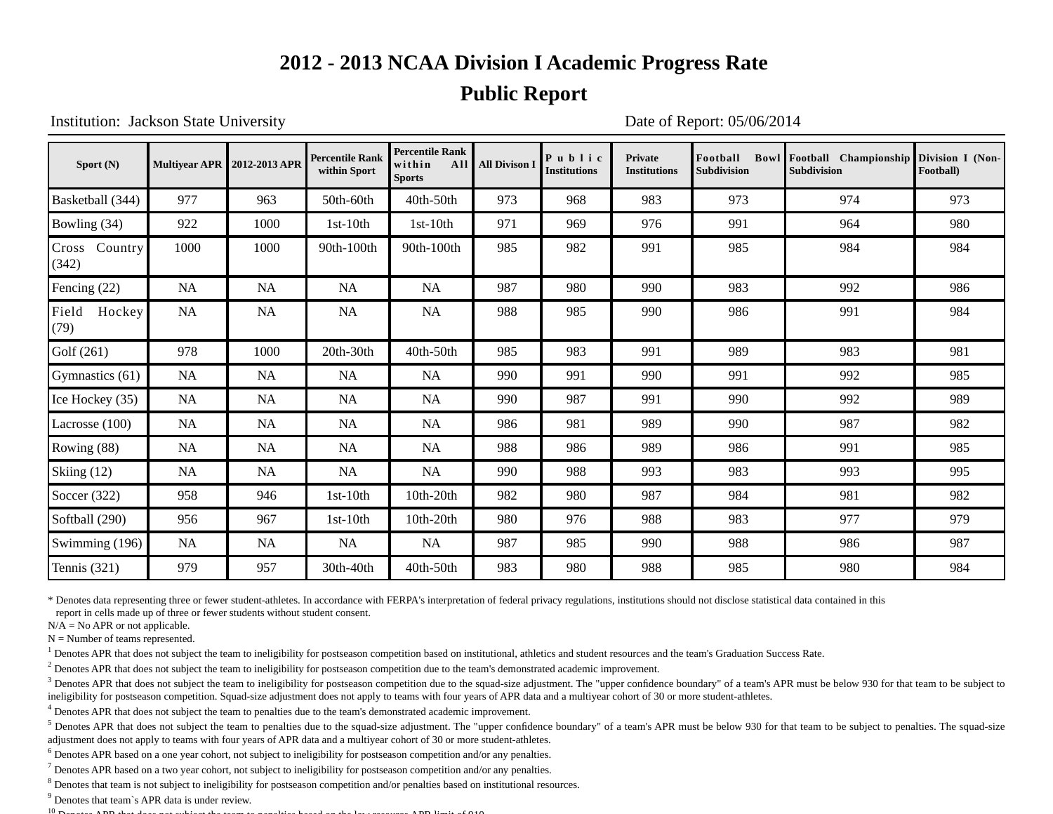# 2012 - 2013 NCAA Division I Academic Progress Rate

## Public Report

Institution: Jackson State University

Date of Report: 05/06/2014

| Sport (N) | Multiyear APR | 2012-2013 APR | Percentile Rank within Sport | Percentile Rank within All Sports | All Divison I | Public Institutions | Private Institutions | Football Bowl Subdivision | Football Championship Subdivision | Division I (Non-Football) |
|---|---|---|---|---|---|---|---|---|---|---|
| Basketball (344) | 977 | 963 | 50th-60th | 40th-50th | 973 | 968 | 983 | 973 | 974 | 973 |
| Bowling (34) | 922 | 1000 | 1st-10th | 1st-10th | 971 | 969 | 976 | 991 | 964 | 980 |
| Cross Country (342) | 1000 | 1000 | 90th-100th | 90th-100th | 985 | 982 | 991 | 985 | 984 | 984 |
| Fencing (22) | NA | NA | NA | NA | 987 | 980 | 990 | 983 | 992 | 986 |
| Field Hockey (79) | NA | NA | NA | NA | 988 | 985 | 990 | 986 | 991 | 984 |
| Golf (261) | 978 | 1000 | 20th-30th | 40th-50th | 985 | 983 | 991 | 989 | 983 | 981 |
| Gymnastics (61) | NA | NA | NA | NA | 990 | 991 | 990 | 991 | 992 | 985 |
| Ice Hockey (35) | NA | NA | NA | NA | 990 | 987 | 991 | 990 | 992 | 989 |
| Lacrosse (100) | NA | NA | NA | NA | 986 | 981 | 989 | 990 | 987 | 982 |
| Rowing (88) | NA | NA | NA | NA | 988 | 986 | 989 | 986 | 991 | 985 |
| Skiing (12) | NA | NA | NA | NA | 990 | 988 | 993 | 983 | 993 | 995 |
| Soccer (322) | 958 | 946 | 1st-10th | 10th-20th | 982 | 980 | 987 | 984 | 981 | 982 |
| Softball (290) | 956 | 967 | 1st-10th | 10th-20th | 980 | 976 | 988 | 983 | 977 | 979 |
| Swimming (196) | NA | NA | NA | NA | 987 | 985 | 990 | 988 | 986 | 987 |
| Tennis (321) | 979 | 957 | 30th-40th | 40th-50th | 983 | 980 | 988 | 985 | 980 | 984 |

* Denotes data representing three or fewer student-athletes. In accordance with FERPA's interpretation of federal privacy regulations, institutions should not disclose statistical data contained in this report in cells made up of three or fewer students without student consent.

N/A = No APR or not applicable.

N = Number of teams represented.

[1] Denotes APR that does not subject the team to ineligibility for postseason competition based on institutional, athletics and student resources and the team's Graduation Success Rate.

[2] Denotes APR that does not subject the team to ineligibility for postseason competition due to the team's demonstrated academic improvement.

[3] Denotes APR that does not subject the team to ineligibility for postseason competition due to the squad-size adjustment. The "upper confidence boundary" of a team's APR must be below 930 for that team to be subject to ineligibility for postseason competition. Squad-size adjustment does not apply to teams with four years of APR data and a multiyear cohort of 30 or more student-athletes.

[4] Denotes APR that does not subject the team to penalties due to the team's demonstrated academic improvement.

[5] Denotes APR that does not subject the team to penalties due to the squad-size adjustment. The "upper confidence boundary" of a team's APR must be below 930 for that team to be subject to penalties. The squad-size adjustment does not apply to teams with four years of APR data and a multiyear cohort of 30 or more student-athletes.

[6] Denotes APR based on a one year cohort, not subject to ineligibility for postseason competition and/or any penalties.

[7] Denotes APR based on a two year cohort, not subject to ineligibility for postseason competition and/or any penalties.

[8] Denotes that team is not subject to ineligibility for postseason competition and/or penalties based on institutional resources.

[9] Denotes that team`s APR data is under review.

[10] Denotes APR that does not subject the team to penalties based on the low resource APR limit of 910.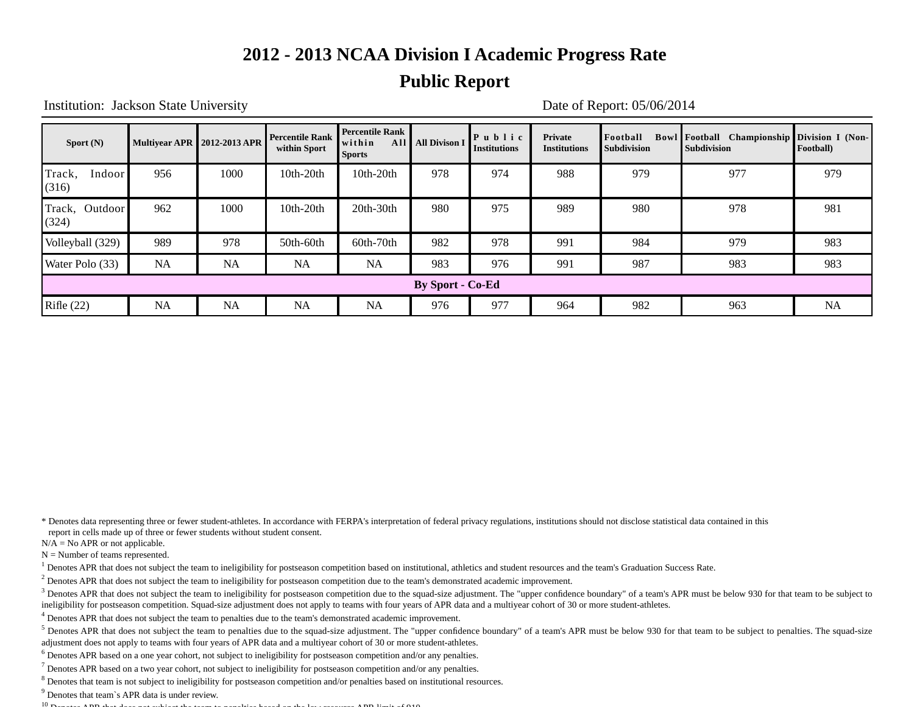# 2012 - 2013 NCAA Division I Academic Progress Rate

## Public Report

Institution: Jackson State University    Date of Report: 05/06/2014

| Sport (N) | Multiyear APR | 2012-2013 APR | Percentile Rank within Sport | Percentile Rank within All Sports | All Divison I | Public Institutions | Private Institutions | Football Bowl Subdivision | Football Championship Subdivision | Division I (Non-Football) |
|---|---|---|---|---|---|---|---|---|---|---|
| Track, Indoor (316) | 956 | 1000 | 10th-20th | 10th-20th | 978 | 974 | 988 | 979 | 977 | 979 |
| Track, Outdoor (324) | 962 | 1000 | 10th-20th | 20th-30th | 980 | 975 | 989 | 980 | 978 | 981 |
| Volleyball (329) | 989 | 978 | 50th-60th | 60th-70th | 982 | 978 | 991 | 984 | 979 | 983 |
| Water Polo (33) | NA | NA | NA | NA | 983 | 976 | 991 | 987 | 983 | 983 |
| **By Sport - Co-Ed** | | | | | | | | | | |
| Rifle (22) | NA | NA | NA | NA | 976 | 977 | 964 | 982 | 963 | NA |

* Denotes data representing three or fewer student-athletes. In accordance with FERPA's interpretation of federal privacy regulations, institutions should not disclose statistical data contained in this report in cells made up of three or fewer students without student consent.

N/A = No APR or not applicable.

N = Number of teams represented.

[1] Denotes APR that does not subject the team to ineligibility for postseason competition based on institutional, athletics and student resources and the team's Graduation Success Rate.

[2] Denotes APR that does not subject the team to ineligibility for postseason competition due to the team's demonstrated academic improvement.

[3] Denotes APR that does not subject the team to ineligibility for postseason competition due to the squad-size adjustment. The "upper confidence boundary" of a team's APR must be below 930 for that team to be subject to ineligibility for postseason competition. Squad-size adjustment does not apply to teams with four years of APR data and a multiyear cohort of 30 or more student-athletes.

[4] Denotes APR that does not subject the team to penalties due to the team's demonstrated academic improvement.

[5] Denotes APR that does not subject the team to penalties due to the squad-size adjustment. The "upper confidence boundary" of a team's APR must be below 930 for that team to be subject to penalties. The squad-size adjustment does not apply to teams with four years of APR data and a multiyear cohort of 30 or more student-athletes.

[6] Denotes APR based on a one year cohort, not subject to ineligibility for postseason competition and/or any penalties.

[7] Denotes APR based on a two year cohort, not subject to ineligibility for postseason competition and/or any penalties.

[8] Denotes that team is not subject to ineligibility for postseason competition and/or penalties based on institutional resources.

[9] Denotes that team`s APR data is under review.

[10] Denotes APR that does not subject the team to penalties based on the low resource APR limit of 910.